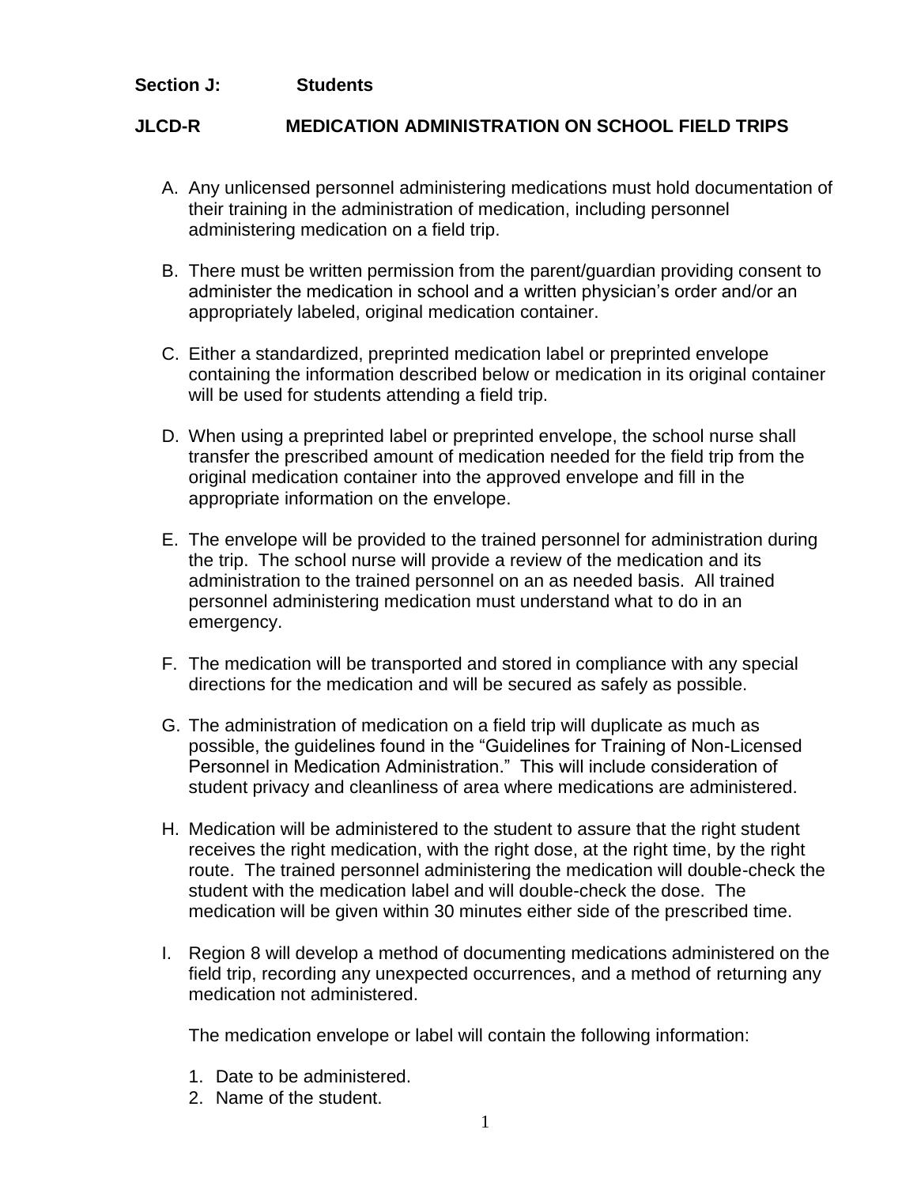**Section J: Students**

## JLCD-R MEDICATION ADMINISTRATION ON SCHOOL FIELD TRIPS

A. Any unlicensed personnel administering medications must hold documentation of their training in the administration of medication, including personnel administering medication on a field trip.

B. There must be written permission from the parent/guardian providing consent to administer the medication in school and a written physician's order and/or an appropriately labeled, original medication container.

C. Either a standardized, preprinted medication label or preprinted envelope containing the information described below or medication in its original container will be used for students attending a field trip.

D. When using a preprinted label or preprinted envelope, the school nurse shall transfer the prescribed amount of medication needed for the field trip from the original medication container into the approved envelope and fill in the appropriate information on the envelope.

E. The envelope will be provided to the trained personnel for administration during the trip. The school nurse will provide a review of the medication and its administration to the trained personnel on an as needed basis. All trained personnel administering medication must understand what to do in an emergency.

F. The medication will be transported and stored in compliance with any special directions for the medication and will be secured as safely as possible.

G. The administration of medication on a field trip will duplicate as much as possible, the guidelines found in the "Guidelines for Training of Non-Licensed Personnel in Medication Administration." This will include consideration of student privacy and cleanliness of area where medications are administered.

H. Medication will be administered to the student to assure that the right student receives the right medication, with the right dose, at the right time, by the right route. The trained personnel administering the medication will double-check the student with the medication label and will double-check the dose. The medication will be given within 30 minutes either side of the prescribed time.

I. Region 8 will develop a method of documenting medications administered on the field trip, recording any unexpected occurrences, and a method of returning any medication not administered.

   The medication envelope or label will contain the following information:

   1. Date to be administered.
   2. Name of the student.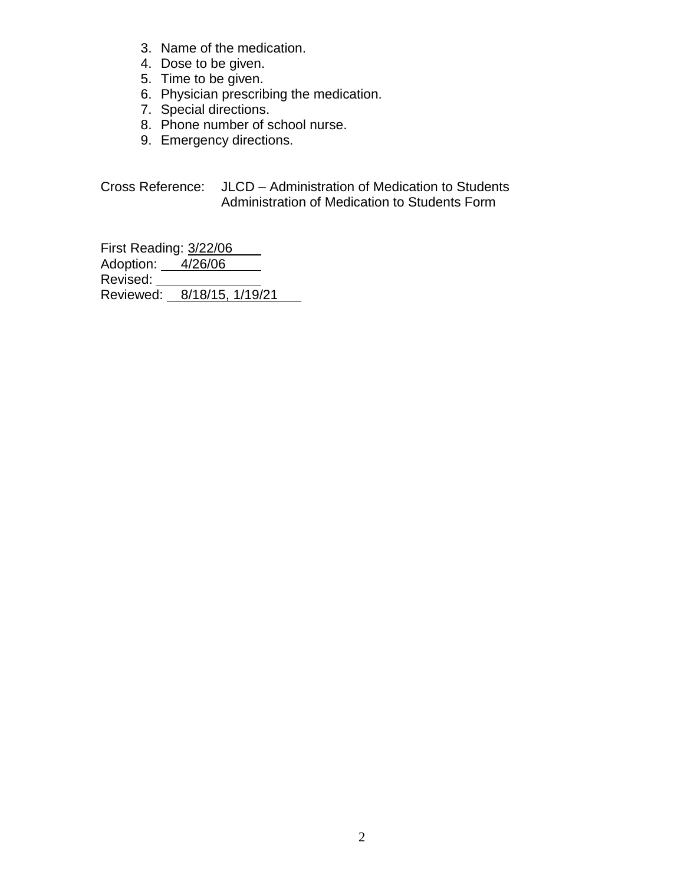3. Name of the medication.
4. Dose to be given.
5. Time to be given.
6. Physician prescribing the medication.
7. Special directions.
8. Phone number of school nurse.
9. Emergency directions.

Cross Reference: JLCD – Administration of Medication to Students
Administration of Medication to Students Form

First Reading: 3/22/06
Adoption: 4/26/06
Revised:
Reviewed: 8/18/15, 1/19/21